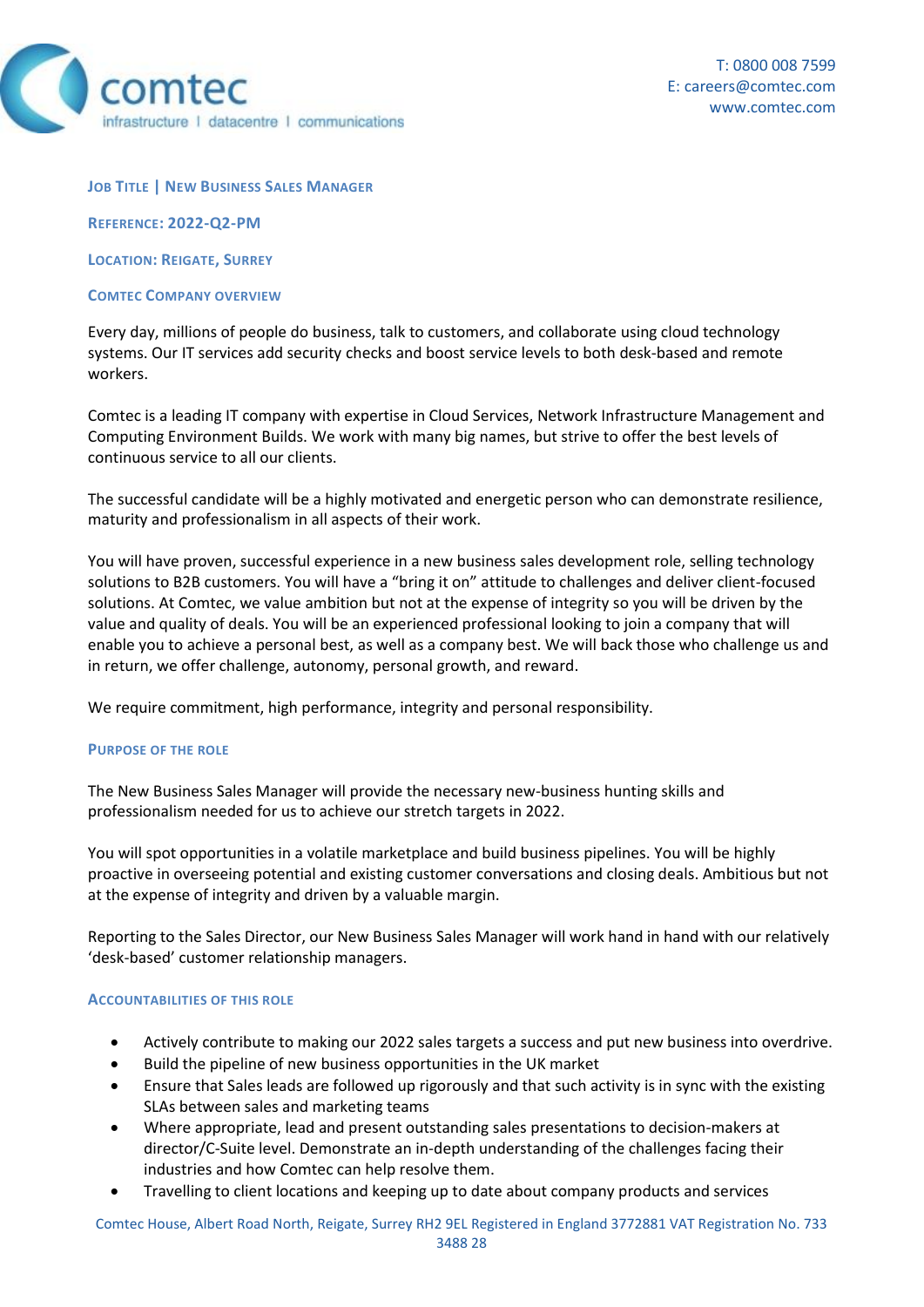comtec
infrastructure | datacentre | communications

T: 0800 008 7599
E: careers@comtec.com
www.comtec.com

## Job Title | New Business Sales Manager

**Reference: 2022-Q2-PM**

**Location: Reigate, Surrey**

## Comtec Company Overview

Every day, millions of people do business, talk to customers, and collaborate using cloud technology systems. Our IT services add security checks and boost service levels to both desk-based and remote workers.

Comtec is a leading IT company with expertise in Cloud Services, Network Infrastructure Management and Computing Environment Builds. We work with many big names, but strive to offer the best levels of continuous service to all our clients.

The successful candidate will be a highly motivated and energetic person who can demonstrate resilience, maturity and professionalism in all aspects of their work.

You will have proven, successful experience in a new business sales development role, selling technology solutions to B2B customers. You will have a "bring it on" attitude to challenges and deliver client-focused solutions. At Comtec, we value ambition but not at the expense of integrity so you will be driven by the value and quality of deals. You will be an experienced professional looking to join a company that will enable you to achieve a personal best, as well as a company best. We will back those who challenge us and in return, we offer challenge, autonomy, personal growth, and reward.

We require commitment, high performance, integrity and personal responsibility.

## Purpose of the Role

The New Business Sales Manager will provide the necessary new-business hunting skills and professionalism needed for us to achieve our stretch targets in 2022.

You will spot opportunities in a volatile marketplace and build business pipelines. You will be highly proactive in overseeing potential and existing customer conversations and closing deals. Ambitious but not at the expense of integrity and driven by a valuable margin.

Reporting to the Sales Director, our New Business Sales Manager will work hand in hand with our relatively 'desk-based' customer relationship managers.

## Accountabilities of this Role

- Actively contribute to making our 2022 sales targets a success and put new business into overdrive.
- Build the pipeline of new business opportunities in the UK market
- Ensure that Sales leads are followed up rigorously and that such activity is in sync with the existing SLAs between sales and marketing teams
- Where appropriate, lead and present outstanding sales presentations to decision-makers at director/C-Suite level. Demonstrate an in-depth understanding of the challenges facing their industries and how Comtec can help resolve them.
- Travelling to client locations and keeping up to date about company products and services

Comtec House, Albert Road North, Reigate, Surrey RH2 9EL Registered in England 3772881 VAT Registration No. 733 3488 28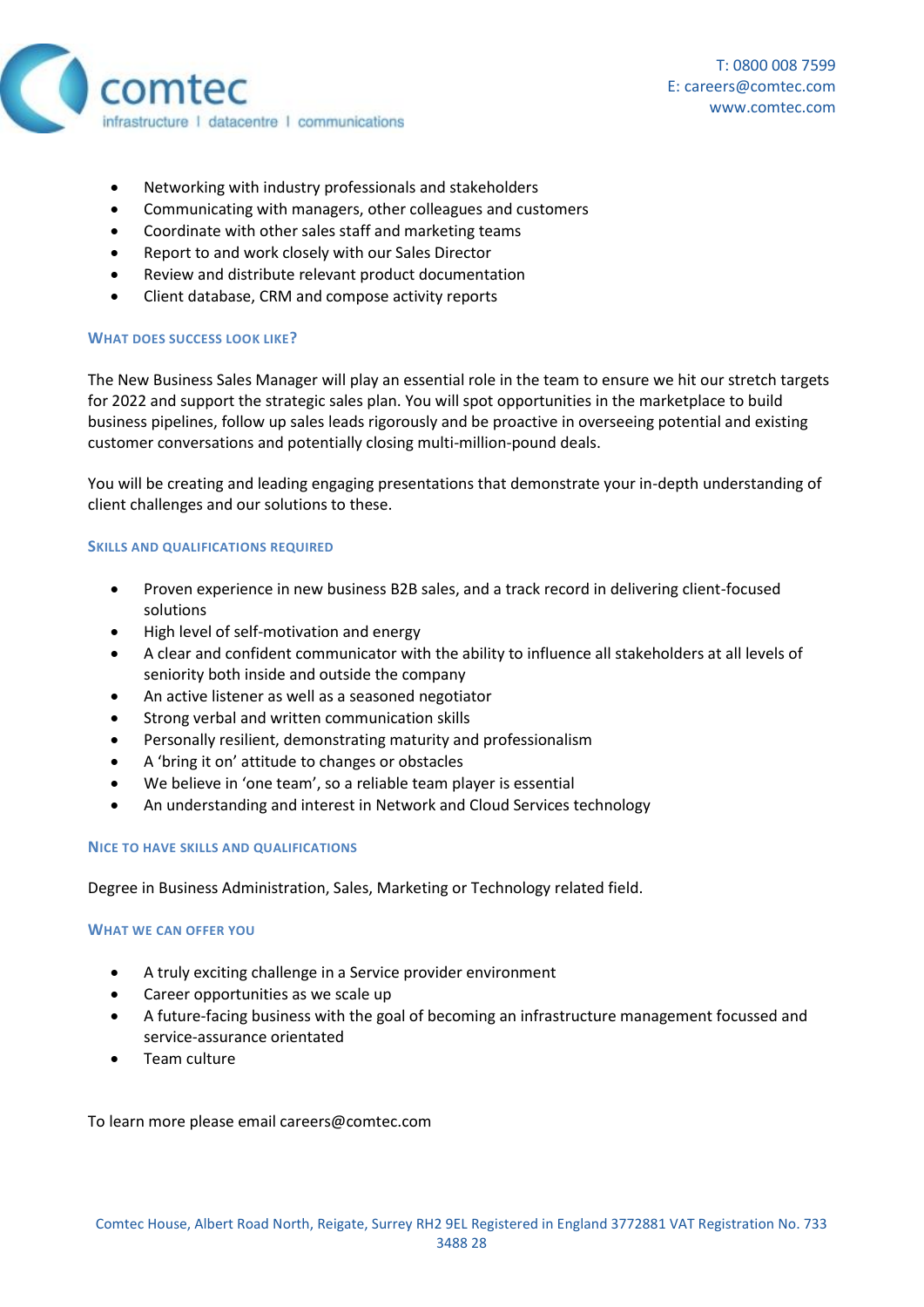- Networking with industry professionals and stakeholders
- Communicating with managers, other colleagues and customers
- Coordinate with other sales staff and marketing teams
- Report to and work closely with our Sales Director
- Review and distribute relevant product documentation
- Client database, CRM and compose activity reports

### What does success look like?

The New Business Sales Manager will play an essential role in the team to ensure we hit our stretch targets for 2022 and support the strategic sales plan. You will spot opportunities in the marketplace to build business pipelines, follow up sales leads rigorously and be proactive in overseeing potential and existing customer conversations and potentially closing multi-million-pound deals.

You will be creating and leading engaging presentations that demonstrate your in-depth understanding of client challenges and our solutions to these.

### Skills and qualifications required

- Proven experience in new business B2B sales, and a track record in delivering client-focused solutions
- High level of self-motivation and energy
- A clear and confident communicator with the ability to influence all stakeholders at all levels of seniority both inside and outside the company
- An active listener as well as a seasoned negotiator
- Strong verbal and written communication skills
- Personally resilient, demonstrating maturity and professionalism
- A 'bring it on' attitude to changes or obstacles
- We believe in 'one team', so a reliable team player is essential
- An understanding and interest in Network and Cloud Services technology

### Nice to have skills and qualifications

Degree in Business Administration, Sales, Marketing or Technology related field.

### What we can offer you

- A truly exciting challenge in a Service provider environment
- Career opportunities as we scale up
- A future-facing business with the goal of becoming an infrastructure management focussed and service-assurance orientated
- Team culture

To learn more please email careers@comtec.com